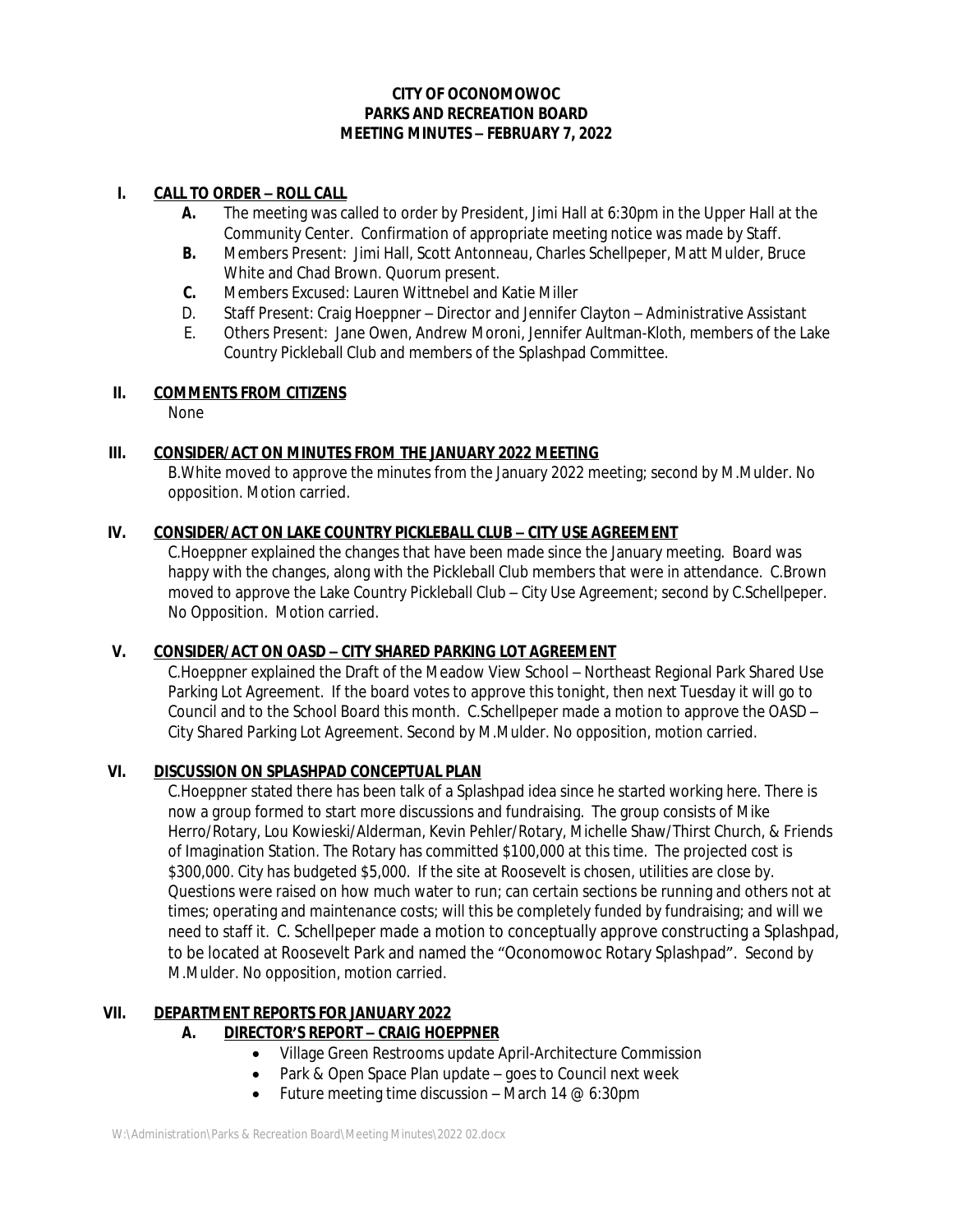# CITY OF OCONOMOWOC
## PARKS AND RECREATION BOARD
## MEETING MINUTES – FEBRUARY 7, 2022

### I. CALL TO ORDER – ROLL CALL

- **A.** The meeting was called to order by President, Jimi Hall at 6:30pm in the Upper Hall at the Community Center. Confirmation of appropriate meeting notice was made by Staff.
- **B.** Members Present: Jimi Hall, Scott Antonneau, Charles Schellpeper, Matt Mulder, Bruce White and Chad Brown. Quorum present.
- **C.** Members Excused: Lauren Wittnebel and Katie Miller
- D. Staff Present: Craig Hoeppner – Director and Jennifer Clayton – Administrative Assistant
- E. Others Present: Jane Owen, Andrew Moroni, Jennifer Aultman-Kloth, members of the Lake Country Pickleball Club and members of the Splashpad Committee.

### II. COMMENTS FROM CITIZENS

None

### III. CONSIDER/ACT ON MINUTES FROM THE JANUARY 2022 MEETING

B.White moved to approve the minutes from the January 2022 meeting; second by M.Mulder. No opposition. Motion carried.

### IV. CONSIDER/ACT ON LAKE COUNTRY PICKLEBALL CLUB – CITY USE AGREEMENT

C.Hoeppner explained the changes that have been made since the January meeting. Board was happy with the changes, along with the Pickleball Club members that were in attendance. C.Brown moved to approve the Lake Country Pickleball Club – City Use Agreement; second by C.Schellpeper. No Opposition. Motion carried.

### V. CONSIDER/ACT ON OASD – CITY SHARED PARKING LOT AGREEMENT

C.Hoeppner explained the Draft of the Meadow View School – Northeast Regional Park Shared Use Parking Lot Agreement. If the board votes to approve this tonight, then next Tuesday it will go to Council and to the School Board this month. C.Schellpeper made a motion to approve the OASD – City Shared Parking Lot Agreement. Second by M.Mulder. No opposition, motion carried.

### VI. DISCUSSION ON SPLASHPAD CONCEPTUAL PLAN

C.Hoeppner stated there has been talk of a Splashpad idea since he started working here. There is now a group formed to start more discussions and fundraising. The group consists of Mike Herro/Rotary, Lou Kowieski/Alderman, Kevin Pehler/Rotary, Michelle Shaw/Thirst Church, & Friends of Imagination Station. The Rotary has committed $100,000 at this time. The projected cost is $300,000. City has budgeted $5,000. If the site at Roosevelt is chosen, utilities are close by. Questions were raised on how much water to run; can certain sections be running and others not at times; operating and maintenance costs; will this be completely funded by fundraising; and will we need to staff it. C. Schellpeper made a motion to conceptually approve constructing a Splashpad, to be located at Roosevelt Park and named the "Oconomowoc Rotary Splashpad". Second by M.Mulder. No opposition, motion carried.

### VII. DEPARTMENT REPORTS FOR JANUARY 2022

#### A. DIRECTOR'S REPORT – CRAIG HOEPPNER

- Village Green Restrooms update April-Architecture Commission
- Park & Open Space Plan update – goes to Council next week
- Future meeting time discussion – March 14 @ 6:30pm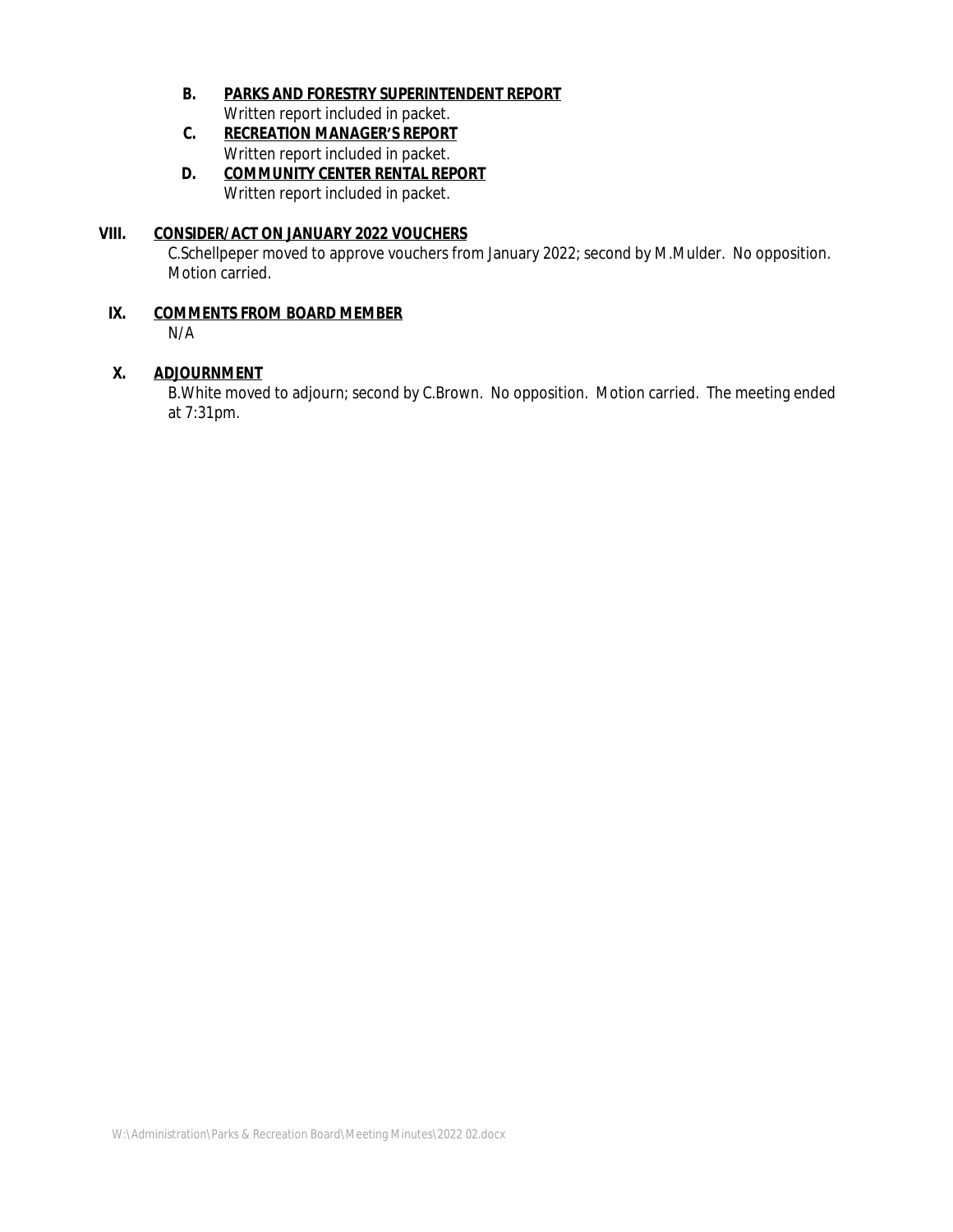**B. PARKS AND FORESTRY SUPERINTENDENT REPORT**
Written report included in packet.

**C. RECREATION MANAGER'S REPORT**
Written report included in packet.

**D. COMMUNITY CENTER RENTAL REPORT**
Written report included in packet.

## VIII. CONSIDER/ACT ON JANUARY 2022 VOUCHERS

C.Schellpeper moved to approve vouchers from January 2022; second by M.Mulder. No opposition. Motion carried.

## IX. COMMENTS FROM BOARD MEMBER

N/A

## X. ADJOURNMENT

B.White moved to adjourn; second by C.Brown. No opposition. Motion carried. The meeting ended at 7:31pm.

W:\Administration\Parks & Recreation Board\Meeting Minutes\2022 02.docx